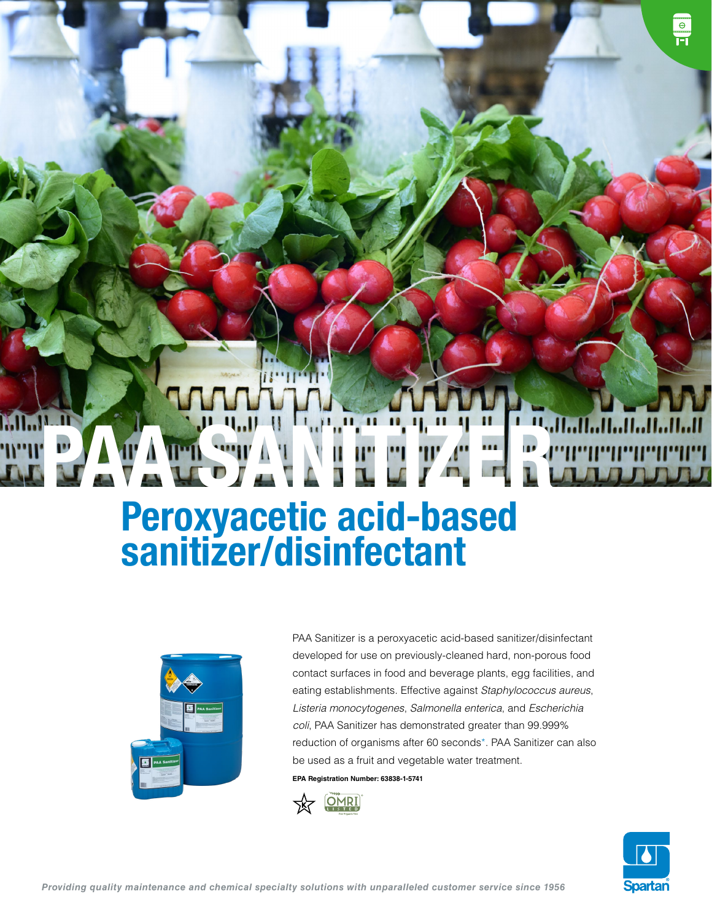# PAA SANITIZER

## Peroxyacetic acid-based sanitizer/disinfectant

PAA Sanitizer is a peroxyacetic acid-based sanitizer/disinfectant developed for use on previously-cleaned hard, non-porous food contact surfaces in food and beverage plants, egg facilities, and eating establishments. Effective against *Staphylococcus aureus*, *Listeria monocytogenes*, *Salmonella enterica*, and *Escherichia coli*, PAA Sanitizer has demonstrated greater than 99.999% reduction of organisms after 60 seconds*. PAA Sanitizer can also be used as a fruit and vegetable water treatment.

**EPA Registration Number: 63838-1-5741**

*Providing quality maintenance and chemical specialty solutions with unparalleled customer service since 1956*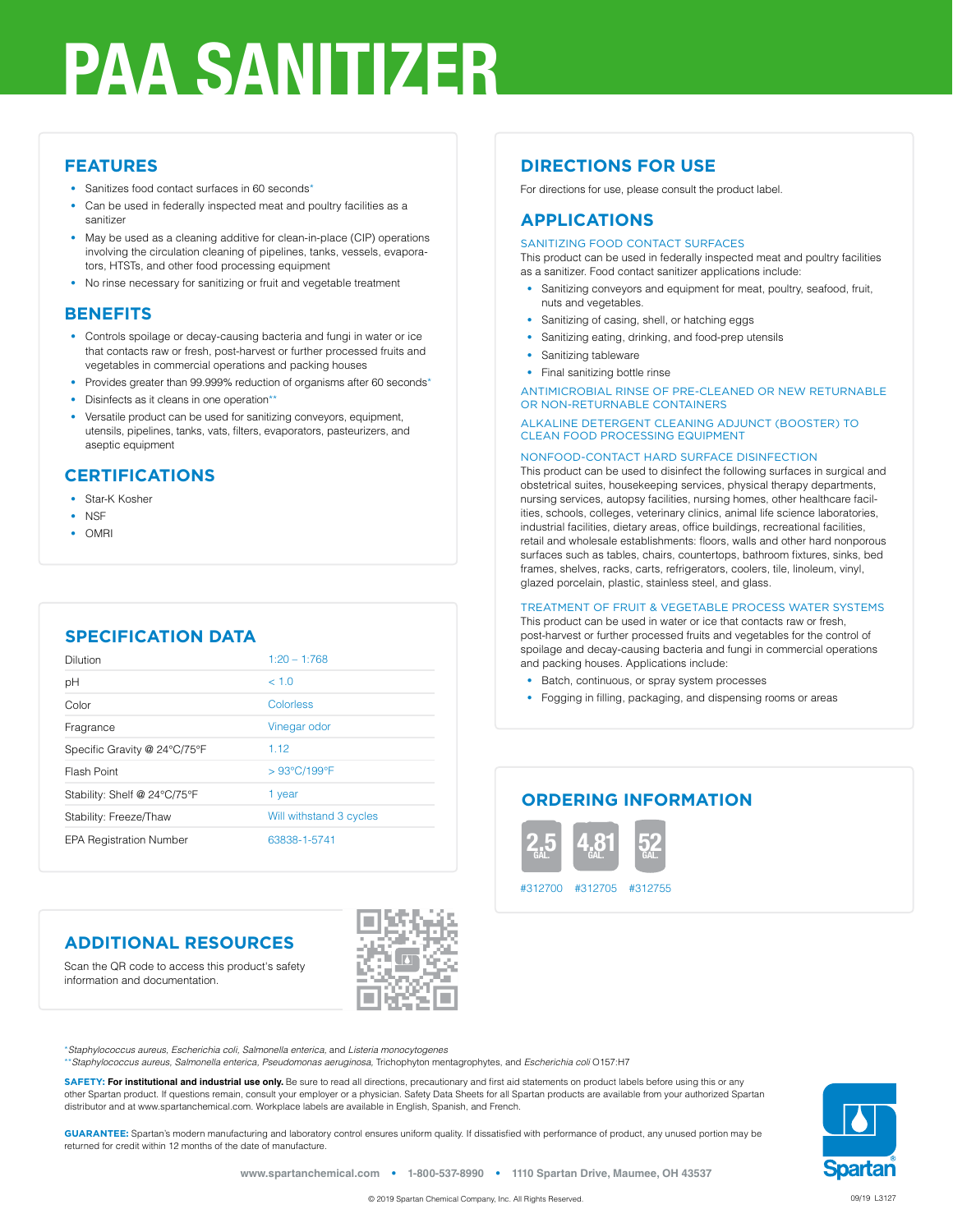# PAA SANITIZER

## FEATURES

- Sanitizes food contact surfaces in 60 seconds*
- Can be used in federally inspected meat and poultry facilities as a sanitizer
- May be used as a cleaning additive for clean-in-place (CIP) operations involving the circulation cleaning of pipelines, tanks, vessels, evaporators, HTSTs, and other food processing equipment
- No rinse necessary for sanitizing or fruit and vegetable treatment

## BENEFITS

- Controls spoilage or decay-causing bacteria and fungi in water or ice that contacts raw or fresh, post-harvest or further processed fruits and vegetables in commercial operations and packing houses
- Provides greater than 99.999% reduction of organisms after 60 seconds*
- Disinfects as it cleans in one operation**
- Versatile product can be used for sanitizing conveyors, equipment, utensils, pipelines, tanks, vats, filters, evaporators, pasteurizers, and aseptic equipment

## CERTIFICATIONS

- Star-K Kosher
- NSF
- OMRI

## SPECIFICATION DATA

| | |
|---|---|
| Dilution | 1:20 – 1:768 |
| pH | < 1.0 |
| Color | Colorless |
| Fragrance | Vinegar odor |
| Specific Gravity @ 24°C/75°F | 1.12 |
| Flash Point | > 93°C/199°F |
| Stability: Shelf @ 24°C/75°F | 1 year |
| Stability: Freeze/Thaw | Will withstand 3 cycles |
| EPA Registration Number | 63838-1-5741 |

## ADDITIONAL RESOURCES

Scan the QR code to access this product's safety information and documentation.

## DIRECTIONS FOR USE

For directions for use, please consult the product label.

## APPLICATIONS

### SANITIZING FOOD CONTACT SURFACES

This product can be used in federally inspected meat and poultry facilities as a sanitizer. Food contact sanitizer applications include:

- Sanitizing conveyors and equipment for meat, poultry, seafood, fruit, nuts and vegetables.
- Sanitizing of casing, shell, or hatching eggs
- Sanitizing eating, drinking, and food-prep utensils
- Sanitizing tableware
- Final sanitizing bottle rinse

### ANTIMICROBIAL RINSE OF PRE-CLEANED OR NEW RETURNABLE OR NON-RETURNABLE CONTAINERS

### ALKALINE DETERGENT CLEANING ADJUNCT (BOOSTER) TO CLEAN FOOD PROCESSING EQUIPMENT

### NONFOOD-CONTACT HARD SURFACE DISINFECTION

This product can be used to disinfect the following surfaces in surgical and obstetrical suites, housekeeping services, physical therapy departments, nursing services, autopsy facilities, nursing homes, other healthcare facilities, schools, colleges, veterinary clinics, animal life science laboratories, industrial facilities, dietary areas, office buildings, recreational facilities, retail and wholesale establishments: floors, walls and other hard nonporous surfaces such as tables, chairs, countertops, bathroom fixtures, sinks, bed frames, shelves, racks, carts, refrigerators, coolers, tile, linoleum, vinyl, glazed porcelain, plastic, stainless steel, and glass.

### TREATMENT OF FRUIT & VEGETABLE PROCESS WATER SYSTEMS

This product can be used in water or ice that contacts raw or fresh, post-harvest or further processed fruits and vegetables for the control of spoilage and decay-causing bacteria and fungi in commercial operations and packing houses. Applications include:

- Batch, continuous, or spray system processes
- Fogging in filling, packaging, and dispensing rooms or areas

## ORDERING INFORMATION

| 2.5 GAL. | 4.81 GAL. | 52 GAL. |
|---|---|---|
| #312700 | #312705 | #312755 |

*_Staphylococcus aureus, Escherichia coli, Salmonella enterica,_ and _Listeria monocytogenes_
**_Staphylococcus aureus, Salmonella enterica, Pseudomonas aeruginosa,_ Trichophyton mentagrophytes, and _Escherichia coli_ O157:H7

**SAFETY:** **For institutional and industrial use only.** Be sure to read all directions, precautionary and first aid statements on product labels before using this or any other Spartan product. If questions remain, consult your employer or a physician. Safety Data Sheets for all Spartan products are available from your authorized Spartan distributor and at www.spartanchemical.com. Workplace labels are available in English, Spanish, and French.

**GUARANTEE:** Spartan's modern manufacturing and laboratory control ensures uniform quality. If dissatisfied with performance of product, any unused portion may be returned for credit within 12 months of the date of manufacture.

www.spartanchemical.com • 1-800-537-8990 • 1110 Spartan Drive, Maumee, OH 43537

© 2019 Spartan Chemical Company, Inc. All Rights Reserved.

09/19 L3127